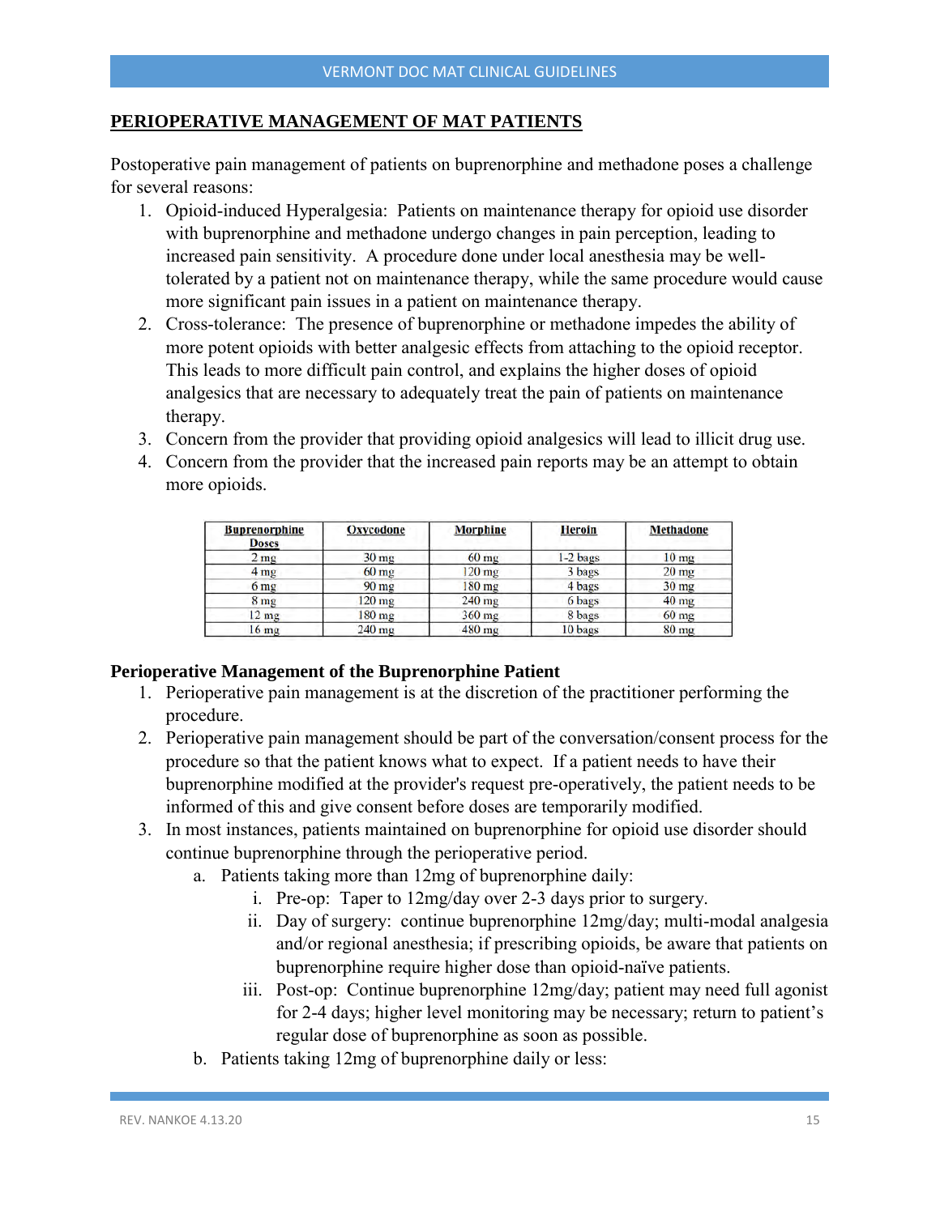## PERIOPERATIVE MANAGEMENT OF MAT PATIENTS

Postoperative pain management of patients on buprenorphine and methadone poses a challenge for several reasons:

1. Opioid-induced Hyperalgesia: Patients on maintenance therapy for opioid use disorder with buprenorphine and methadone undergo changes in pain perception, leading to increased pain sensitivity. A procedure done under local anesthesia may be well-tolerated by a patient not on maintenance therapy, while the same procedure would cause more significant pain issues in a patient on maintenance therapy.
2. Cross-tolerance: The presence of buprenorphine or methadone impedes the ability of more potent opioids with better analgesic effects from attaching to the opioid receptor. This leads to more difficult pain control, and explains the higher doses of opioid analgesics that are necessary to adequately treat the pain of patients on maintenance therapy.
3. Concern from the provider that providing opioid analgesics will lead to illicit drug use.
4. Concern from the provider that the increased pain reports may be an attempt to obtain more opioids.

| Buprenorphine Doses | Oxycodone | Morphine | Heroin | Methadone |
|---|---|---|---|---|
| 2 mg | 30 mg | 60 mg | 1-2 bags | 10 mg |
| 4 mg | 60 mg | 120 mg | 3 bags | 20 mg |
| 6 mg | 90 mg | 180 mg | 4 bags | 30 mg |
| 8 mg | 120 mg | 240 mg | 6 bags | 40 mg |
| 12 mg | 180 mg | 360 mg | 8 bags | 60 mg |
| 16 mg | 240 mg | 480 mg | 10 bags | 80 mg |

### Perioperative Management of the Buprenorphine Patient

1. Perioperative pain management is at the discretion of the practitioner performing the procedure.
2. Perioperative pain management should be part of the conversation/consent process for the procedure so that the patient knows what to expect. If a patient needs to have their buprenorphine modified at the provider's request pre-operatively, the patient needs to be informed of this and give consent before doses are temporarily modified.
3. In most instances, patients maintained on buprenorphine for opioid use disorder should continue buprenorphine through the perioperative period.
   a. Patients taking more than 12mg of buprenorphine daily:
      i. Pre-op: Taper to 12mg/day over 2-3 days prior to surgery.
      ii. Day of surgery: continue buprenorphine 12mg/day; multi-modal analgesia and/or regional anesthesia; if prescribing opioids, be aware that patients on buprenorphine require higher dose than opioid-naïve patients.
      iii. Post-op: Continue buprenorphine 12mg/day; patient may need full agonist for 2-4 days; higher level monitoring may be necessary; return to patient's regular dose of buprenorphine as soon as possible.
   b. Patients taking 12mg of buprenorphine daily or less: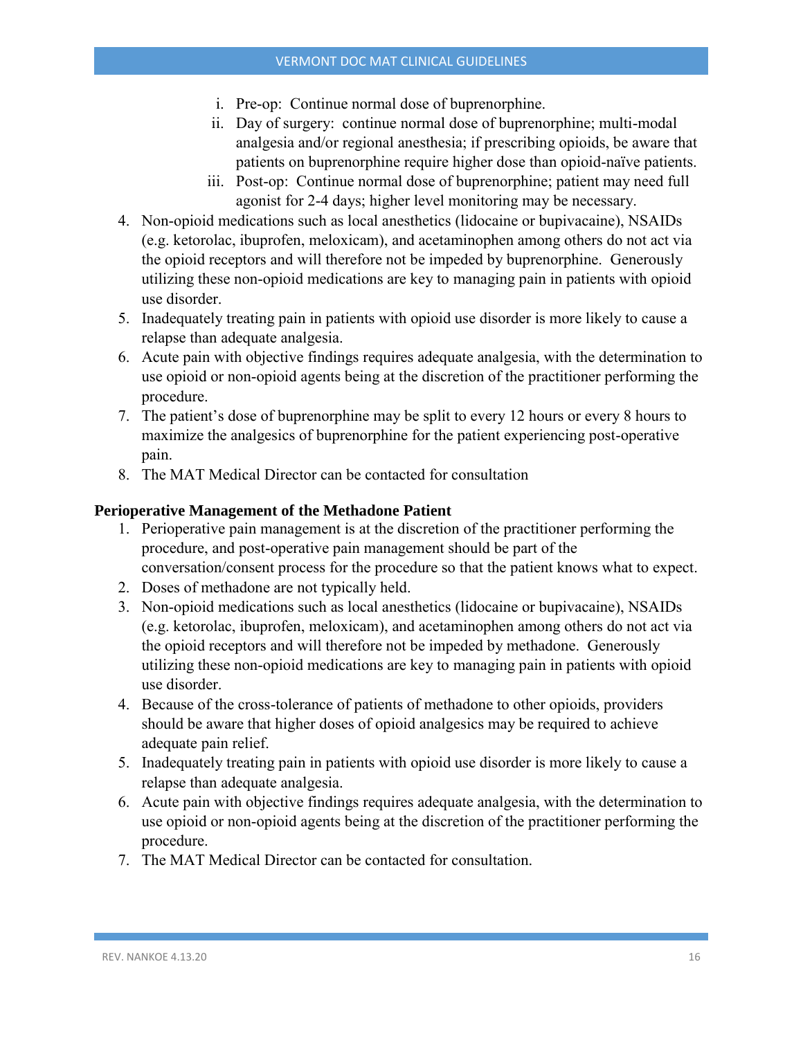i. Pre-op: Continue normal dose of buprenorphine.
   ii. Day of surgery: continue normal dose of buprenorphine; multi-modal analgesia and/or regional anesthesia; if prescribing opioids, be aware that patients on buprenorphine require higher dose than opioid-naïve patients.
   iii. Post-op: Continue normal dose of buprenorphine; patient may need full agonist for 2-4 days; higher level monitoring may be necessary.

4. Non-opioid medications such as local anesthetics (lidocaine or bupivacaine), NSAIDs (e.g. ketorolac, ibuprofen, meloxicam), and acetaminophen among others do not act via the opioid receptors and will therefore not be impeded by buprenorphine. Generously utilizing these non-opioid medications are key to managing pain in patients with opioid use disorder.
5. Inadequately treating pain in patients with opioid use disorder is more likely to cause a relapse than adequate analgesia.
6. Acute pain with objective findings requires adequate analgesia, with the determination to use opioid or non-opioid agents being at the discretion of the practitioner performing the procedure.
7. The patient's dose of buprenorphine may be split to every 12 hours or every 8 hours to maximize the analgesics of buprenorphine for the patient experiencing post-operative pain.
8. The MAT Medical Director can be contacted for consultation

**Perioperative Management of the Methadone Patient**

1. Perioperative pain management is at the discretion of the practitioner performing the procedure, and post-operative pain management should be part of the conversation/consent process for the procedure so that the patient knows what to expect.
2. Doses of methadone are not typically held.
3. Non-opioid medications such as local anesthetics (lidocaine or bupivacaine), NSAIDs (e.g. ketorolac, ibuprofen, meloxicam), and acetaminophen among others do not act via the opioid receptors and will therefore not be impeded by methadone. Generously utilizing these non-opioid medications are key to managing pain in patients with opioid use disorder.
4. Because of the cross-tolerance of patients of methadone to other opioids, providers should be aware that higher doses of opioid analgesics may be required to achieve adequate pain relief.
5. Inadequately treating pain in patients with opioid use disorder is more likely to cause a relapse than adequate analgesia.
6. Acute pain with objective findings requires adequate analgesia, with the determination to use opioid or non-opioid agents being at the discretion of the practitioner performing the procedure.
7. The MAT Medical Director can be contacted for consultation.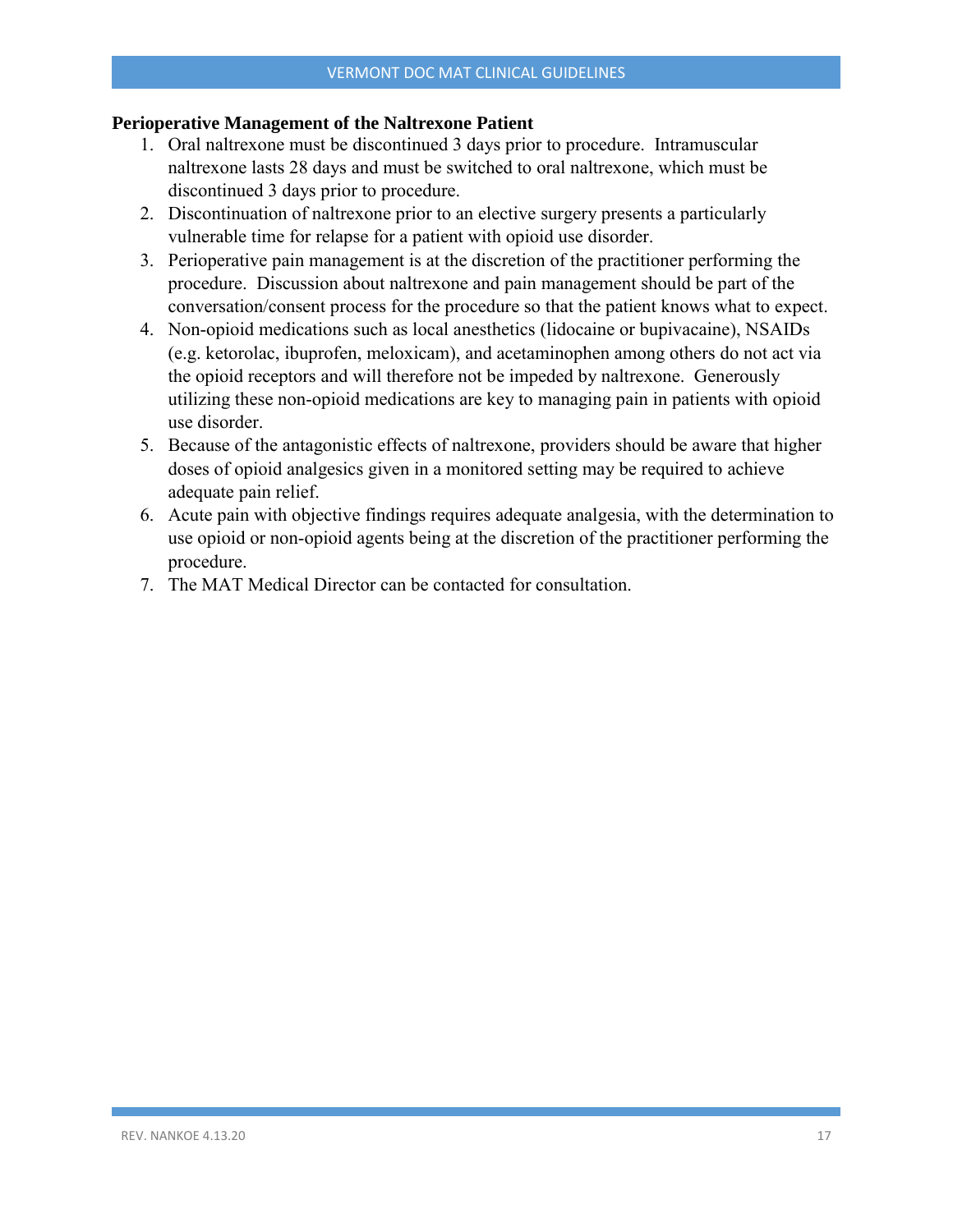**Perioperative Management of the Naltrexone Patient**

1. Oral naltrexone must be discontinued 3 days prior to procedure. Intramuscular naltrexone lasts 28 days and must be switched to oral naltrexone, which must be discontinued 3 days prior to procedure.
2. Discontinuation of naltrexone prior to an elective surgery presents a particularly vulnerable time for relapse for a patient with opioid use disorder.
3. Perioperative pain management is at the discretion of the practitioner performing the procedure. Discussion about naltrexone and pain management should be part of the conversation/consent process for the procedure so that the patient knows what to expect.
4. Non-opioid medications such as local anesthetics (lidocaine or bupivacaine), NSAIDs (e.g. ketorolac, ibuprofen, meloxicam), and acetaminophen among others do not act via the opioid receptors and will therefore not be impeded by naltrexone. Generously utilizing these non-opioid medications are key to managing pain in patients with opioid use disorder.
5. Because of the antagonistic effects of naltrexone, providers should be aware that higher doses of opioid analgesics given in a monitored setting may be required to achieve adequate pain relief.
6. Acute pain with objective findings requires adequate analgesia, with the determination to use opioid or non-opioid agents being at the discretion of the practitioner performing the procedure.
7. The MAT Medical Director can be contacted for consultation.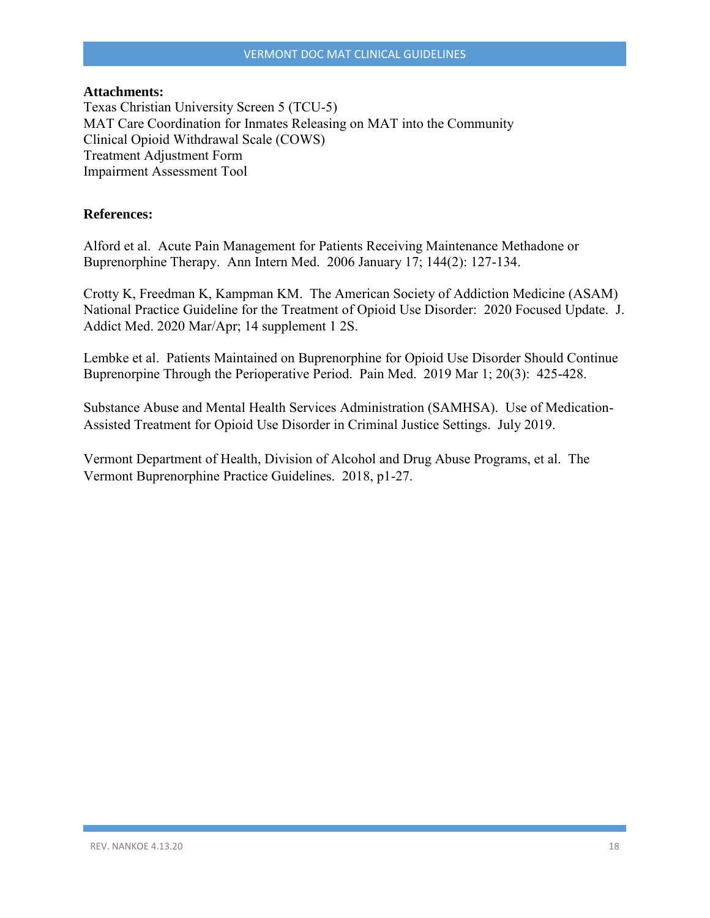**Attachments:**

Texas Christian University Screen 5 (TCU-5)
MAT Care Coordination for Inmates Releasing on MAT into the Community
Clinical Opioid Withdrawal Scale (COWS)
Treatment Adjustment Form
Impairment Assessment Tool

**References:**

Alford et al. Acute Pain Management for Patients Receiving Maintenance Methadone or Buprenorphine Therapy. Ann Intern Med. 2006 January 17; 144(2): 127-134.

Crotty K, Freedman K, Kampman KM. The American Society of Addiction Medicine (ASAM) National Practice Guideline for the Treatment of Opioid Use Disorder: 2020 Focused Update. J. Addict Med. 2020 Mar/Apr; 14 supplement 1 2S.

Lembke et al. Patients Maintained on Buprenorphine for Opioid Use Disorder Should Continue Buprenorpine Through the Perioperative Period. Pain Med. 2019 Mar 1; 20(3): 425-428.

Substance Abuse and Mental Health Services Administration (SAMHSA). Use of Medication-Assisted Treatment for Opioid Use Disorder in Criminal Justice Settings. July 2019.

Vermont Department of Health, Division of Alcohol and Drug Abuse Programs, et al. The Vermont Buprenorphine Practice Guidelines. 2018, p1-27.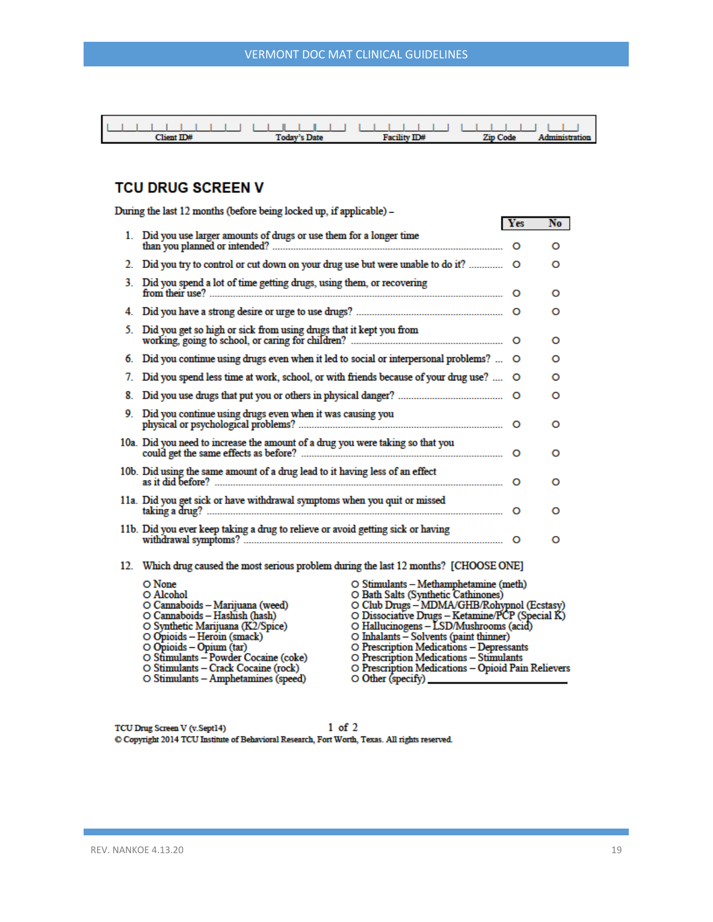| Client ID# | Today's Date | Facility ID# | Zip Code | Administration |
|---|---|---|---|---|
| | | | | |

## TCU DRUG SCREEN V

During the last 12 months (before being locked up, if applicable) –

| | | Yes | No |
|---|---|---|---|
| 1. | Did you use larger amounts of drugs or use them for a longer time than you planned or intended? | O | O |
| 2. | Did you try to control or cut down on your drug use but were unable to do it? | O | O |
| 3. | Did you spend a lot of time getting drugs, using them, or recovering from their use? | O | O |
| 4. | Did you have a strong desire or urge to use drugs? | O | O |
| 5. | Did you get so high or sick from using drugs that it kept you from working, going to school, or caring for children? | O | O |
| 6. | Did you continue using drugs even when it led to social or interpersonal problems? | O | O |
| 7. | Did you spend less time at work, school, or with friends because of your drug use? | O | O |
| 8. | Did you use drugs that put you or others in physical danger? | O | O |
| 9. | Did you continue using drugs even when it was causing you physical or psychological problems? | O | O |
| 10a. | Did you need to increase the amount of a drug you were taking so that you could get the same effects as before? | O | O |
| 10b. | Did using the same amount of a drug lead to it having less of an effect as it did before? | O | O |
| 11a. | Did you get sick or have withdrawal symptoms when you quit or missed taking a drug? | O | O |
| 11b. | Did you ever keep taking a drug to relieve or avoid getting sick or having withdrawal symptoms? | O | O |

12. Which drug caused the most serious problem during the last 12 months? [CHOOSE ONE]

- O None
- O Alcohol
- O Cannaboids – Marijuana (weed)
- O Cannaboids – Hashish (hash)
- O Synthetic Marijuana (K2/Spice)
- O Opioids – Heroin (smack)
- O Opioids – Opium (tar)
- O Stimulants – Powder Cocaine (coke)
- O Stimulants – Crack Cocaine (rock)
- O Stimulants – Amphetamines (speed)
- O Stimulants – Methamphetamine (meth)
- O Bath Salts (Synthetic Cathinones)
- O Club Drugs – MDMA/GHB/Rohypnol (Ecstasy)
- O Dissociative Drugs – Ketamine/PCP (Special K)
- O Hallucinogens – LSD/Mushrooms (acid)
- O Inhalants – Solvents (paint thinner)
- O Prescription Medications – Depressants
- O Prescription Medications – Stimulants
- O Prescription Medications – Opioid Pain Relievers
- O Other (specify) ________________

TCU Drug Screen V (v.Sept14)

© Copyright 2014 TCU Institute of Behavioral Research, Fort Worth, Texas. All rights reserved.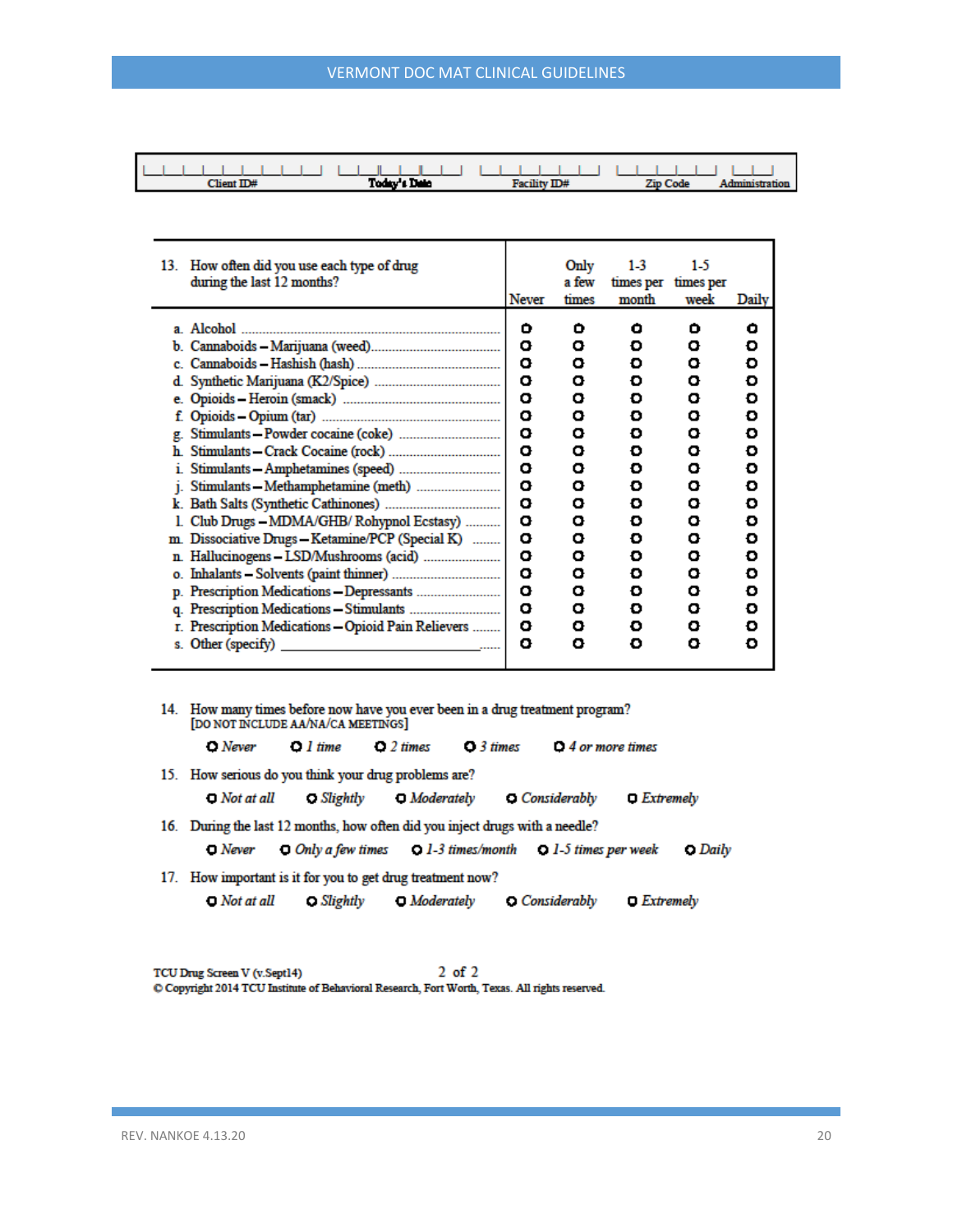| Client ID# | Today's Date | Facility ID# | Zip Code | Administration |
|---|---|---|---|---|
| | | | | |

| 13. How often did you use each type of drug during the last 12 months? | Never | Only a few times | 1-3 times per month | 1-5 times per week | Daily |
|---|---|---|---|---|---|
| a. Alcohol | O | O | O | O | O |
| b. Cannaboids – Marijuana (weed) | O | O | O | O | O |
| c. Cannaboids – Hashish (hash) | O | O | O | O | O |
| d. Synthetic Marijuana (K2/Spice) | O | O | O | O | O |
| e. Opioids – Heroin (smack) | O | O | O | O | O |
| f. Opioids – Opium (tar) | O | O | O | O | O |
| g. Stimulants – Powder cocaine (coke) | O | O | O | O | O |
| h. Stimulants – Crack Cocaine (rock) | O | O | O | O | O |
| i. Stimulants – Amphetamines (speed) | O | O | O | O | O |
| j. Stimulants – Methamphetamine (meth) | O | O | O | O | O |
| k. Bath Salts (Synthetic Cathinones) | O | O | O | O | O |
| l. Club Drugs – MDMA/GHB/ Rohypnol Ecstasy) | O | O | O | O | O |
| m. Dissociative Drugs – Ketamine/PCP (Special K) | O | O | O | O | O |
| n. Hallucinogens – LSD/Mushrooms (acid) | O | O | O | O | O |
| o. Inhalants – Solvents (paint thinner) | O | O | O | O | O |
| p. Prescription Medications – Depressants | O | O | O | O | O |
| q. Prescription Medications – Stimulants | O | O | O | O | O |
| r. Prescription Medications – Opioid Pain Relievers | O | O | O | O | O |
| s. Other (specify) ______________________ | O | O | O | O | O |

14. How many times before now have you ever been in a drug treatment program? [DO NOT INCLUDE AA/NA/CA MEETINGS]

O *Never* O *1 time* O *2 times* O *3 times* O *4 or more times*

15. How serious do you think your drug problems are?

O *Not at all* O *Slightly* O *Moderately* O *Considerably* O *Extremely*

16. During the last 12 months, how often did you inject drugs with a needle?

O *Never* O *Only a few times* O *1-3 times/month* O *1-5 times per week* O *Daily*

17. How important is it for you to get drug treatment now?

O *Not at all* O *Slightly* O *Moderately* O *Considerably* O *Extremely*

TCU Drug Screen V (v.Sept14) 2 of 2
© Copyright 2014 TCU Institute of Behavioral Research, Fort Worth, Texas. All rights reserved.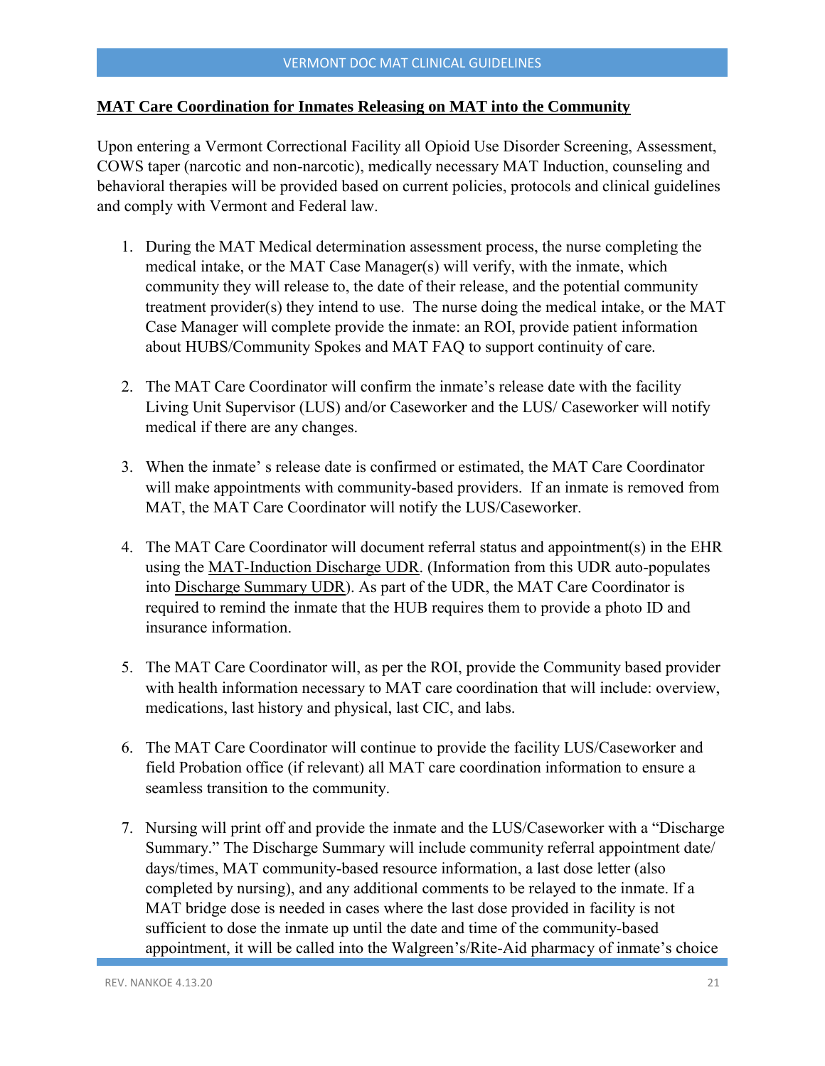**MAT Care Coordination for Inmates Releasing on MAT into the Community**

Upon entering a Vermont Correctional Facility all Opioid Use Disorder Screening, Assessment, COWS taper (narcotic and non-narcotic), medically necessary MAT Induction, counseling and behavioral therapies will be provided based on current policies, protocols and clinical guidelines and comply with Vermont and Federal law.

1. During the MAT Medical determination assessment process, the nurse completing the medical intake, or the MAT Case Manager(s) will verify, with the inmate, which community they will release to, the date of their release, and the potential community treatment provider(s) they intend to use. The nurse doing the medical intake, or the MAT Case Manager will complete provide the inmate: an ROI, provide patient information about HUBS/Community Spokes and MAT FAQ to support continuity of care.

2. The MAT Care Coordinator will confirm the inmate's release date with the facility Living Unit Supervisor (LUS) and/or Caseworker and the LUS/ Caseworker will notify medical if there are any changes.

3. When the inmate' s release date is confirmed or estimated, the MAT Care Coordinator will make appointments with community-based providers. If an inmate is removed from MAT, the MAT Care Coordinator will notify the LUS/Caseworker.

4. The MAT Care Coordinator will document referral status and appointment(s) in the EHR using the MAT-Induction Discharge UDR. (Information from this UDR auto-populates into Discharge Summary UDR). As part of the UDR, the MAT Care Coordinator is required to remind the inmate that the HUB requires them to provide a photo ID and insurance information.

5. The MAT Care Coordinator will, as per the ROI, provide the Community based provider with health information necessary to MAT care coordination that will include: overview, medications, last history and physical, last CIC, and labs.

6. The MAT Care Coordinator will continue to provide the facility LUS/Caseworker and field Probation office (if relevant) all MAT care coordination information to ensure a seamless transition to the community.

7. Nursing will print off and provide the inmate and the LUS/Caseworker with a "Discharge Summary." The Discharge Summary will include community referral appointment date/ days/times, MAT community-based resource information, a last dose letter (also completed by nursing), and any additional comments to be relayed to the inmate. If a MAT bridge dose is needed in cases where the last dose provided in facility is not sufficient to dose the inmate up until the date and time of the community-based appointment, it will be called into the Walgreen's/Rite-Aid pharmacy of inmate's choice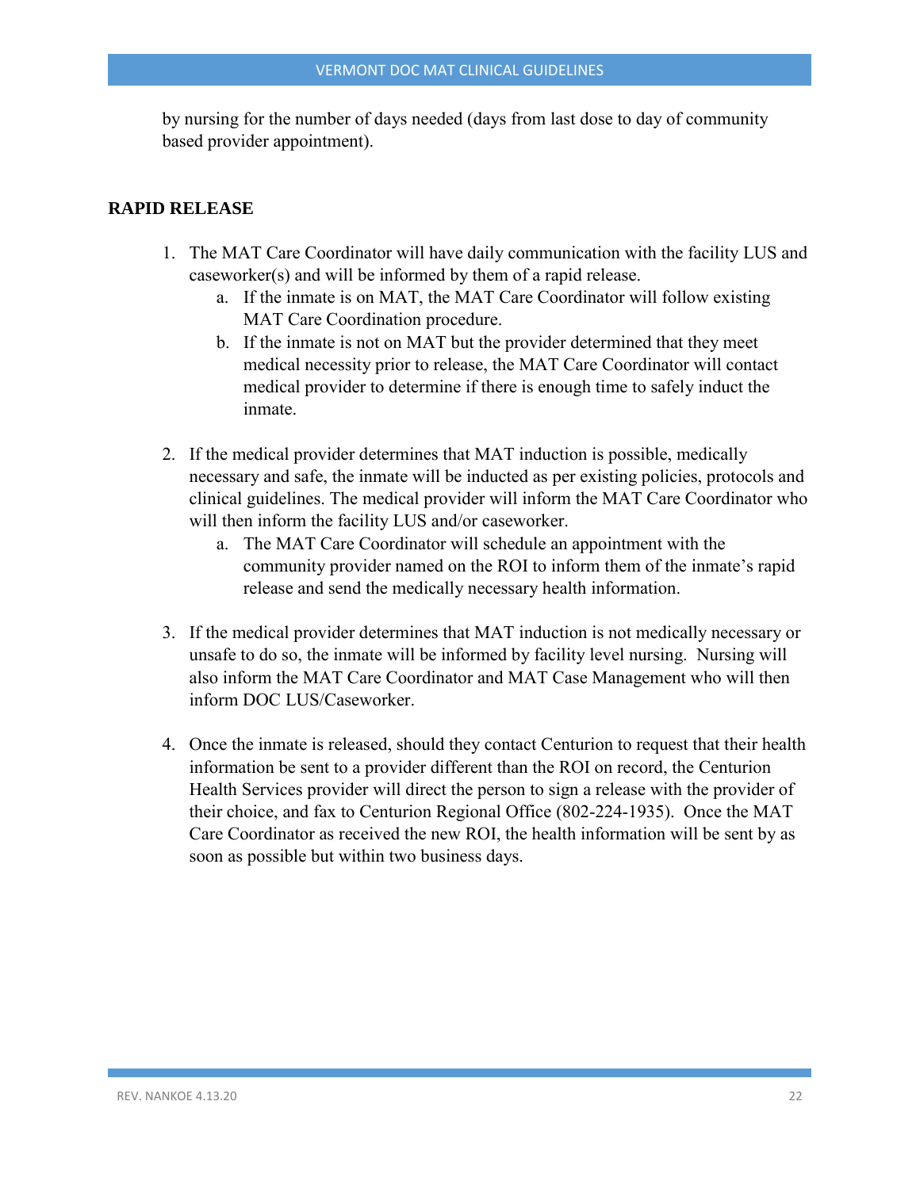by nursing for the number of days needed (days from last dose to day of community based provider appointment).

**RAPID RELEASE**

1. The MAT Care Coordinator will have daily communication with the facility LUS and caseworker(s) and will be informed by them of a rapid release.
   a. If the inmate is on MAT, the MAT Care Coordinator will follow existing MAT Care Coordination procedure.
   b. If the inmate is not on MAT but the provider determined that they meet medical necessity prior to release, the MAT Care Coordinator will contact medical provider to determine if there is enough time to safely induct the inmate.

2. If the medical provider determines that MAT induction is possible, medically necessary and safe, the inmate will be inducted as per existing policies, protocols and clinical guidelines. The medical provider will inform the MAT Care Coordinator who will then inform the facility LUS and/or caseworker.
   a. The MAT Care Coordinator will schedule an appointment with the community provider named on the ROI to inform them of the inmate's rapid release and send the medically necessary health information.

3. If the medical provider determines that MAT induction is not medically necessary or unsafe to do so, the inmate will be informed by facility level nursing. Nursing will also inform the MAT Care Coordinator and MAT Case Management who will then inform DOC LUS/Caseworker.

4. Once the inmate is released, should they contact Centurion to request that their health information be sent to a provider different than the ROI on record, the Centurion Health Services provider will direct the person to sign a release with the provider of their choice, and fax to Centurion Regional Office (802-224-1935). Once the MAT Care Coordinator as received the new ROI, the health information will be sent by as soon as possible but within two business days.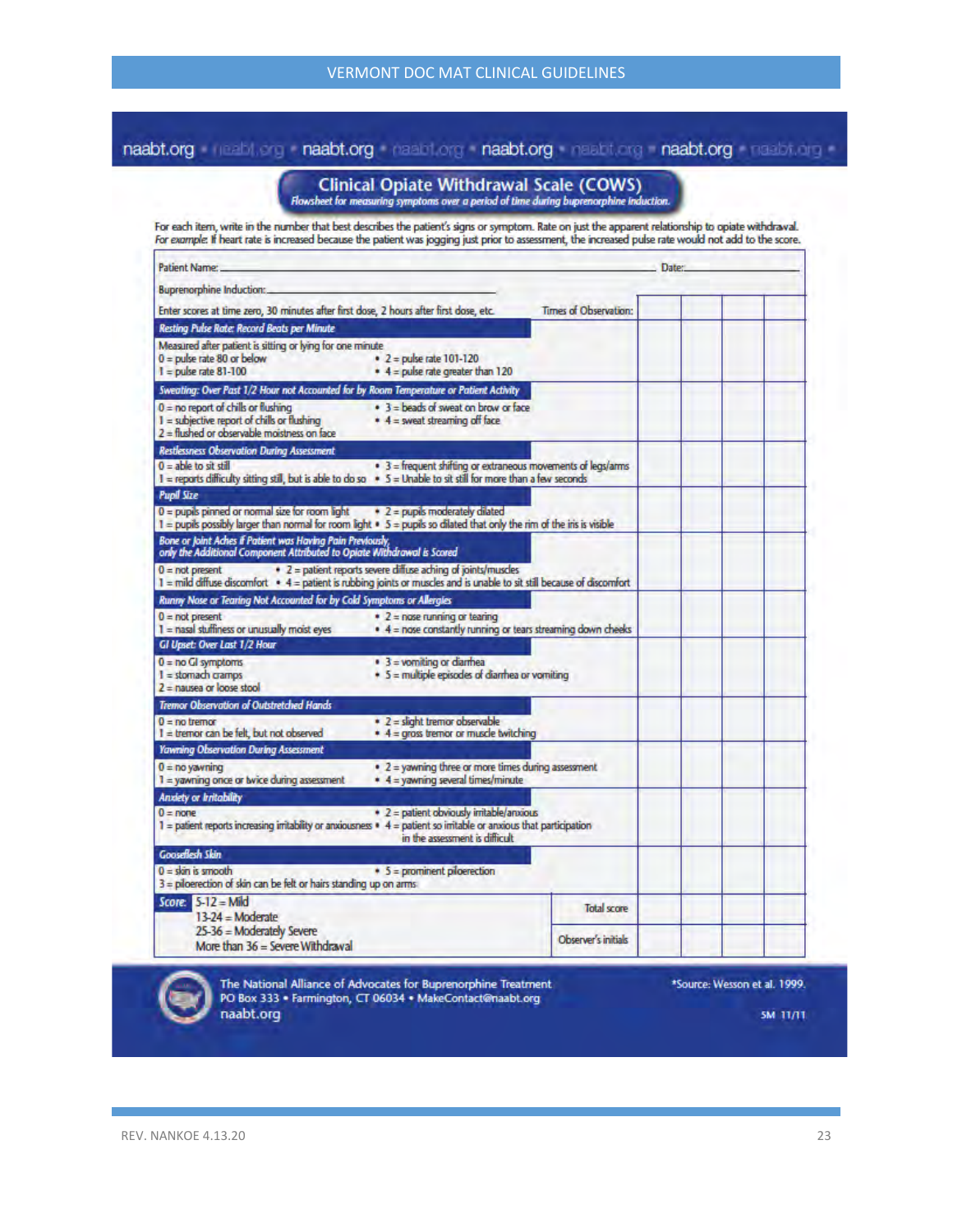naabt.org • naabt.org • naabt.org • naabt.org • naabt.org • naabt.org • naabt.org • naabt.org •

# Clinical Opiate Withdrawal Scale (COWS)

*Flowsheet for measuring symptoms over a period of time during buprenorphine induction.*

For each item, write in the number that best describes the patient's signs or symptom. Rate on just the apparent relationship to opiate withdrawal. For example: If heart rate is increased because the patient was jogging just prior to assessment, the increased pulse rate would not add to the score.

| Patient Name: | Date: | | | |
|---|---|---|---|---|
| Buprenorphine Induction: | | | | |
| Enter scores at time zero, 30 minutes after first dose, 2 hours after first dose, etc. **Times of Observation:** | | | | |
| ***Resting Pulse Rate: Record Beats per Minute***<br>Measured after patient is sitting or lying for one minute<br>0 = pulse rate 80 or below<br>1 = pulse rate 81-100<br>2 = pulse rate 101-120<br>4 = pulse rate greater than 120 | | | | |
| ***Sweating: Over Past 1/2 Hour not Accounted for by Room Temperature or Patient Activity***<br>0 = no report of chills or flushing<br>1 = subjective report of chills or flushing<br>2 = flushed or observable moistness on face<br>3 = beads of sweat on brow or face<br>4 = sweat streaming off face | | | | |
| ***Restlessness Observation During Assessment***<br>0 = able to sit still<br>1 = reports difficulty sitting still, but is able to do so<br>3 = frequent shifting or extraneous movements of legs/arms<br>5 = Unable to sit still for more than a few seconds | | | | |
| ***Pupil Size***<br>0 = pupils pinned or normal size for room light<br>1 = pupils possibly larger than normal for room light<br>2 = pupils moderately dilated<br>5 = pupils so dilated that only the rim of the iris is visible | | | | |
| ***Bone or Joint Aches If Patient was Having Pain Previously, only the Additional Component Attributed to Opiate Withdrawal is Scored***<br>0 = not present<br>1 = mild diffuse discomfort<br>2 = patient reports severe diffuse aching of joints/muscles<br>4 = patient is rubbing joints or muscles and is unable to sit still because of discomfort | | | | |
| ***Runny Nose or Tearing Not Accounted for by Cold Symptoms or Allergies***<br>0 = not present<br>1 = nasal stuffiness or unusually moist eyes<br>2 = nose running or tearing<br>4 = nose constantly running or tears streaming down cheeks | | | | |
| ***GI Upset: Over Last 1/2 Hour***<br>0 = no GI symptoms<br>1 = stomach cramps<br>2 = nausea or loose stool<br>3 = vomiting or diarrhea<br>5 = multiple episodes of diarrhea or vomiting | | | | |
| ***Tremor Observation of Outstretched Hands***<br>0 = no tremor<br>1 = tremor can be felt, but not observed<br>2 = slight tremor observable<br>4 = gross tremor or muscle twitching | | | | |
| ***Yawning Observation During Assessment***<br>0 = no yawning<br>1 = yawning once or twice during assessment<br>2 = yawning three or more times during assessment<br>4 = yawning several times/minute | | | | |
| ***Anxiety or Irritability***<br>0 = none<br>1 = patient reports increasing irritability or anxiousness<br>2 = patient obviously irritable/anxious<br>4 = patient so irritable or anxious that participation in the assessment is difficult | | | | |
| ***Gooseflesh Skin***<br>0 = skin is smooth<br>3 = piloerection of skin can be felt or hairs standing up on arms<br>5 = prominent piloerection | | | | |
| **Score:** 5-12 = Mild; 13-24 = Moderate; 25-36 = Moderately Severe; More than 36 = Severe Withdrawal — **Total score** | | | | |
| **Observer's initials** | | | | |

The National Alliance of Advocates for Buprenorphine Treatment
PO Box 333 • Farmington, CT 06034 • MakeContact@naabt.org
naabt.org

*Source: Wesson et al. 1999.

5M 11/11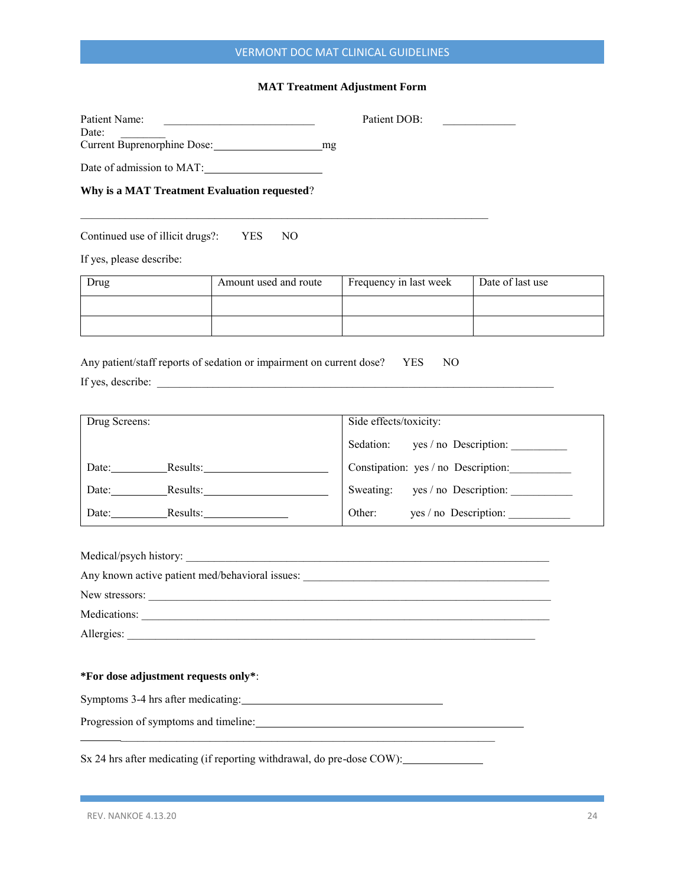**MAT Treatment Adjustment Form**

Patient Name: ____________________________ Patient DOB: _____________
Date: ________
Current Buprenorphine Dose:____________________mg

Date of admission to MAT:_____________________

**Why is a MAT Treatment Evaluation requested**?

___________________________________________________________________________

Continued use of illicit drugs?: YES NO

If yes, please describe:

| Drug | Amount used and route | Frequency in last week | Date of last use |
|---|---|---|---|
| | | | |
| | | | |

Any patient/staff reports of sedation or impairment on current dose? YES NO

If yes, describe: ___________________________________________________________________________

| Drug Screens: | Side effects/toxicity: |
|---|---|
| | Sedation: yes / no Description: __________ |
| Date:__________Results:_______________________ | Constipation: yes / no Description:___________ |
| Date:__________Results:_______________________ | Sweating: yes / no Description: ___________ |
| Date:__________Results:_______________ | Other: yes / no Description: ___________ |

Medical/psych history: ___________________________________________________________________

Any known active patient med/behavioral issues: _____________________________________________

New stressors: _________________________________________________________________________

Medications: __________________________________________________________________________

Allergies: ____________________________________________________________________________

***For dose adjustment requests only***:

Symptoms 3-4 hrs after medicating:_____________________________________

Progression of symptoms and timeline:___________________________________________________
___________________________________________________________________________

Sx 24 hrs after medicating (if reporting withdrawal, do pre-dose COW):______________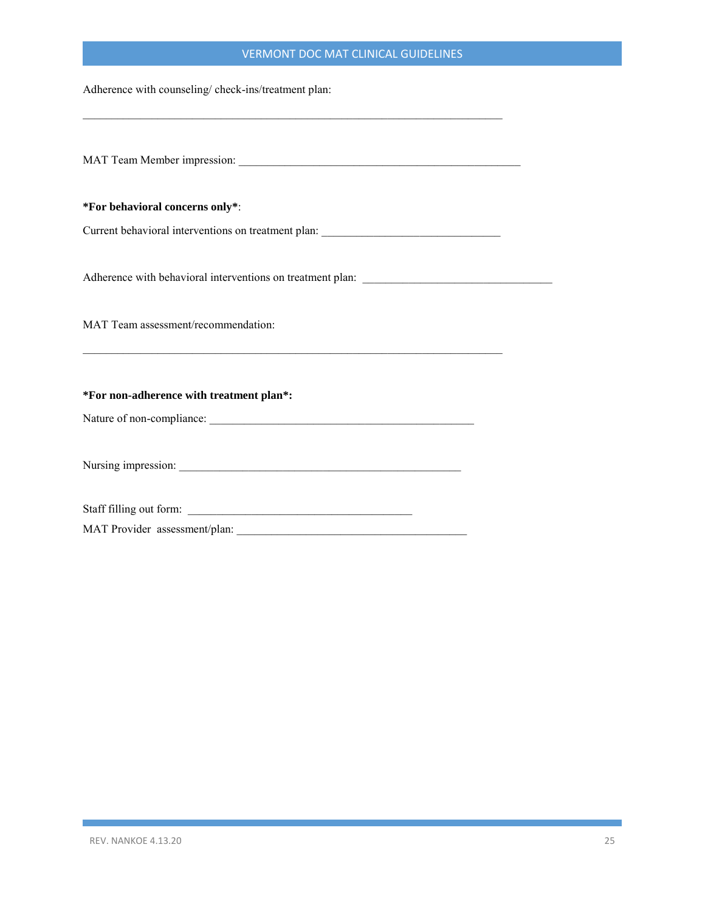Adherence with counseling/ check-ins/treatment plan:

_______________________________________________________________________________

MAT Team Member impression: _____________________________________________________

**\*For behavioral concerns only\***:

Current behavioral interventions on treatment plan: ________________________________

Adherence with behavioral interventions on treatment plan: ___________________________________

MAT Team assessment/recommendation:

_______________________________________________________________________________

**\*For non-adherence with treatment plan\*:**

Nature of non-compliance: __________________________________________________

Nursing impression: _____________________________________________________

Staff filling out form: _______________________________________

MAT Provider assessment/plan: ________________________________________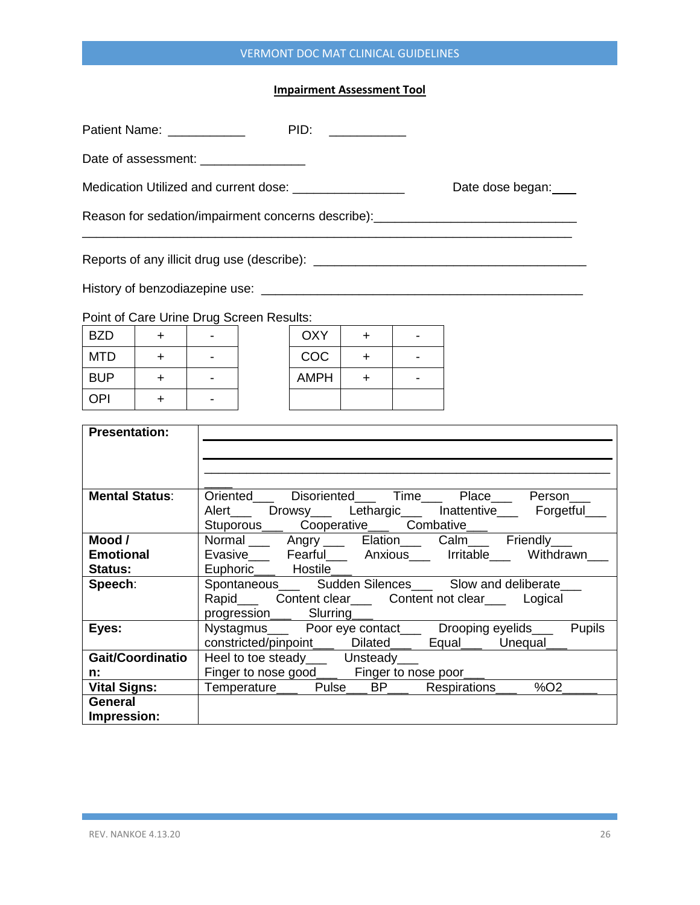**Impairment Assessment Tool**

Patient Name: ___________ PID: ___________

Date of assessment: _______________

Medication Utilized and current dose: ________________ Date dose began:___

Reason for sedation/impairment concerns describe):_____________________________
_________________________________________________________________________

Reports of any illicit drug use (describe): ________________________________________

History of benzodiazepine use: ______________________________________________

Point of Care Urine Drug Screen Results:

| | | | | | | |
|---|---|---|---|---|---|---|
| BZD | + | - | | OXY | + | - |
| MTD | + | - | | COC | + | - |
| BUP | + | - | | AMPH | + | - |
| OPI | + | - | | | | |

| | |
|---|---|
| **Presentation:** | ____________________________________________________________ ____________________________________________________________ ____________________________________________________________ ____ |
| **Mental Status**: | Oriented___ Disoriented___ Time___ Place___ Person___ Alert___ Drowsy___ Lethargic___ Inattentive___ Forgetful___ Stuporous___ Cooperative___ Combative___ |
| **Mood / Emotional Status:** | Normal ___ Angry ___ Elation___ Calm___ Friendly___ Evasive___ Fearful___ Anxious___ Irritable___ Withdrawn___ Euphoric___ Hostile___ |
| **Speech**: | Spontaneous___ Sudden Silences___ Slow and deliberate___ Rapid___ Content clear___ Content not clear___ Logical progression___ Slurring___ |
| **Eyes:** | Nystagmus___ Poor eye contact___ Drooping eyelids___ Pupils constricted/pinpoint___ Dilated___ Equal___ Unequal___ |
| **Gait/Coordination:** | Heel to toe steady___ Unsteady___ Finger to nose good___ Finger to nose poor___ |
| **Vital Signs:** | Temperature___ Pulse___ BP___ Respirations___ %O2_____ |
| **General Impression:** | |